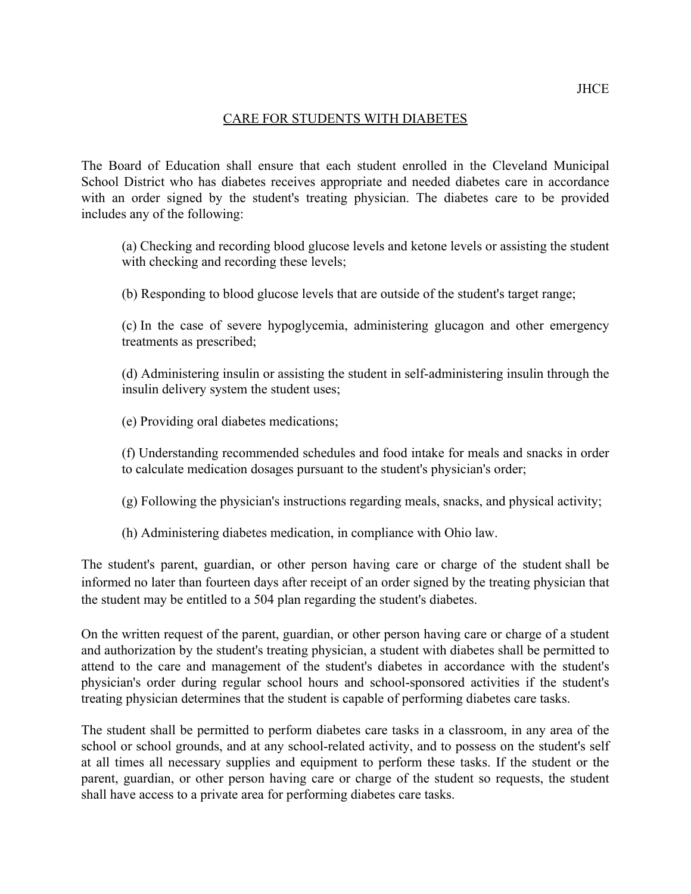JHCE

# CARE FOR STUDENTS WITH DIABETES

The Board of Education shall ensure that each student enrolled in the Cleveland Municipal School District who has diabetes receives appropriate and needed diabetes care in accordance with an order signed by the student's treating physician. The diabetes care to be provided includes any of the following:

(a) Checking and recording blood glucose levels and ketone levels or assisting the student with checking and recording these levels;

(b) Responding to blood glucose levels that are outside of the student's target range;

(c) In the case of severe hypoglycemia, administering glucagon and other emergency treatments as prescribed;

(d) Administering insulin or assisting the student in self-administering insulin through the insulin delivery system the student uses;

(e) Providing oral diabetes medications;

(f) Understanding recommended schedules and food intake for meals and snacks in order to calculate medication dosages pursuant to the student's physician's order;

(g) Following the physician's instructions regarding meals, snacks, and physical activity;

(h) Administering diabetes medication, in compliance with Ohio law.

The student's parent, guardian, or other person having care or charge of the student shall be informed no later than fourteen days after receipt of an order signed by the treating physician that the student may be entitled to a 504 plan regarding the student's diabetes.

On the written request of the parent, guardian, or other person having care or charge of a student and authorization by the student's treating physician, a student with diabetes shall be permitted to attend to the care and management of the student's diabetes in accordance with the student's physician's order during regular school hours and school-sponsored activities if the student's treating physician determines that the student is capable of performing diabetes care tasks.

The student shall be permitted to perform diabetes care tasks in a classroom, in any area of the school or school grounds, and at any school-related activity, and to possess on the student's self at all times all necessary supplies and equipment to perform these tasks. If the student or the parent, guardian, or other person having care or charge of the student so requests, the student shall have access to a private area for performing diabetes care tasks.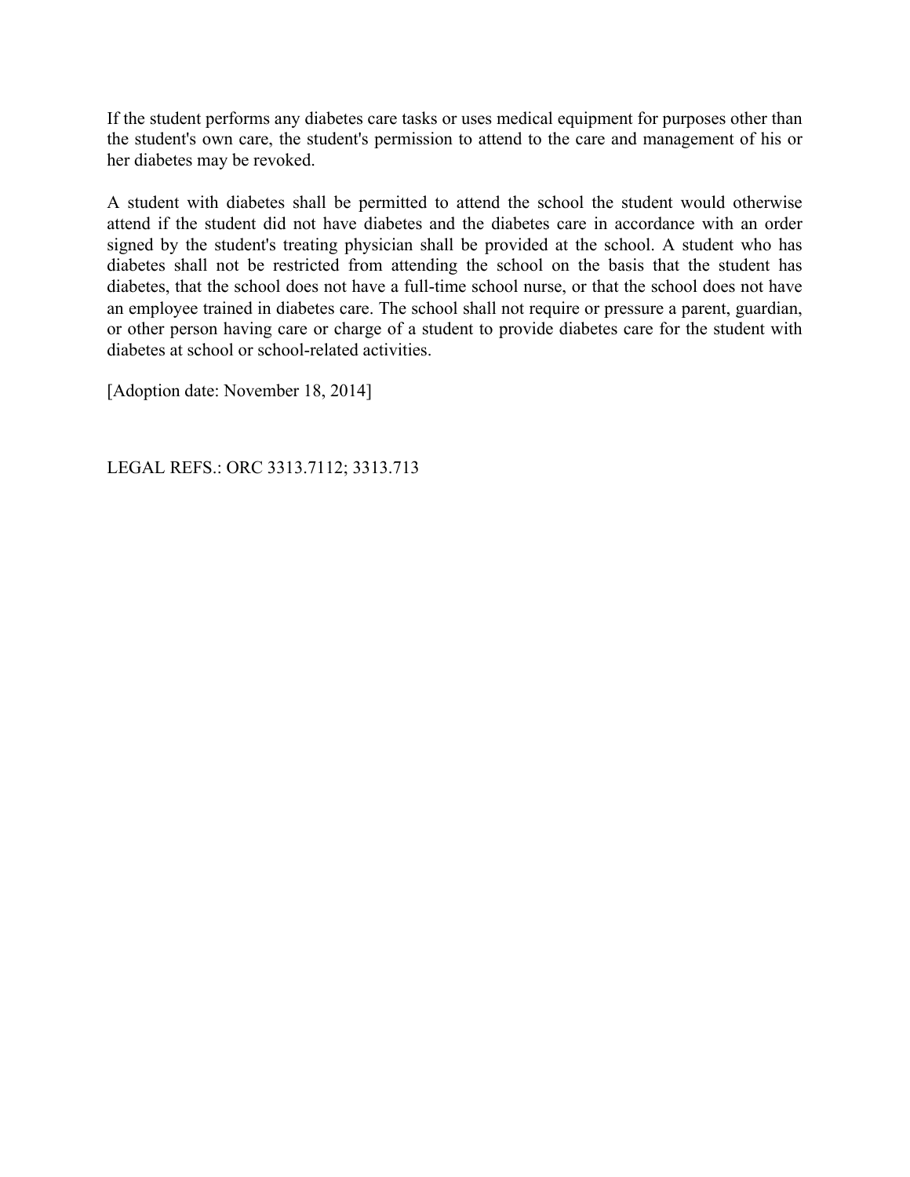If the student performs any diabetes care tasks or uses medical equipment for purposes other than the student's own care, the student's permission to attend to the care and management of his or her diabetes may be revoked.

A student with diabetes shall be permitted to attend the school the student would otherwise attend if the student did not have diabetes and the diabetes care in accordance with an order signed by the student's treating physician shall be provided at the school. A student who has diabetes shall not be restricted from attending the school on the basis that the student has diabetes, that the school does not have a full-time school nurse, or that the school does not have an employee trained in diabetes care. The school shall not require or pressure a parent, guardian, or other person having care or charge of a student to provide diabetes care for the student with diabetes at school or school-related activities.

[Adoption date: November 18, 2014]

LEGAL REFS.: ORC 3313.7112; 3313.713